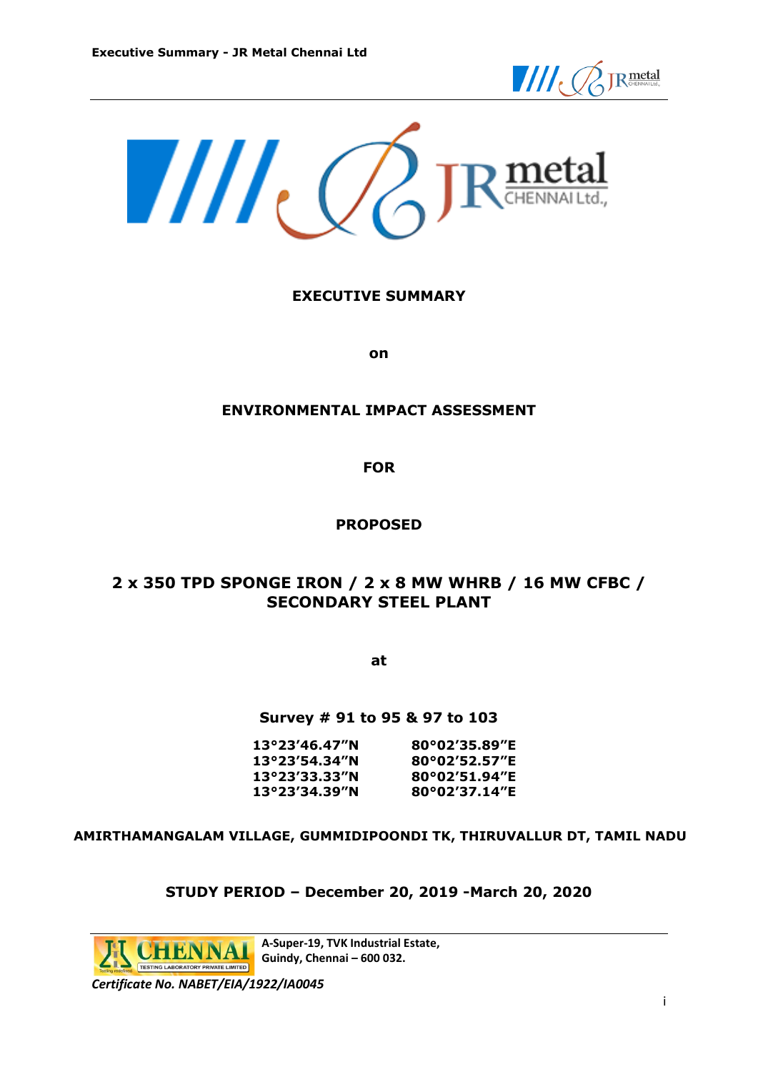# EXECUTIVE SUMMARY

**on**

## ENVIRONMENTAL IMPACT ASSESSMENT

**FOR**

**PROPOSED**

## 2 x 350 TPD SPONGE IRON / 2 x 8 MW WHRB / 16 MW CFBC / SECONDARY STEEL PLANT

**at**

**Survey # 91 to 95 & 97 to 103**

| | |
|---|---|
| 13°23'46.47"N | 80°02'35.89"E |
| 13°23'54.34"N | 80°02'52.57"E |
| 13°23'33.33"N | 80°02'51.94"E |
| 13°23'34.39"N | 80°02'37.14"E |

**AMIRTHAMANGALAM VILLAGE, GUMMIDIPOONDI TK, THIRUVALLUR DT, TAMIL NADU**

**STUDY PERIOD – December 20, 2019 -March 20, 2020**

CHENNAI TESTING LABORATORY PRIVATE LIMITED

A-Super-19, TVK Industrial Estate,
Guindy, Chennai – 600 032.

*Certificate No. NABET/EIA/1922/IA0045*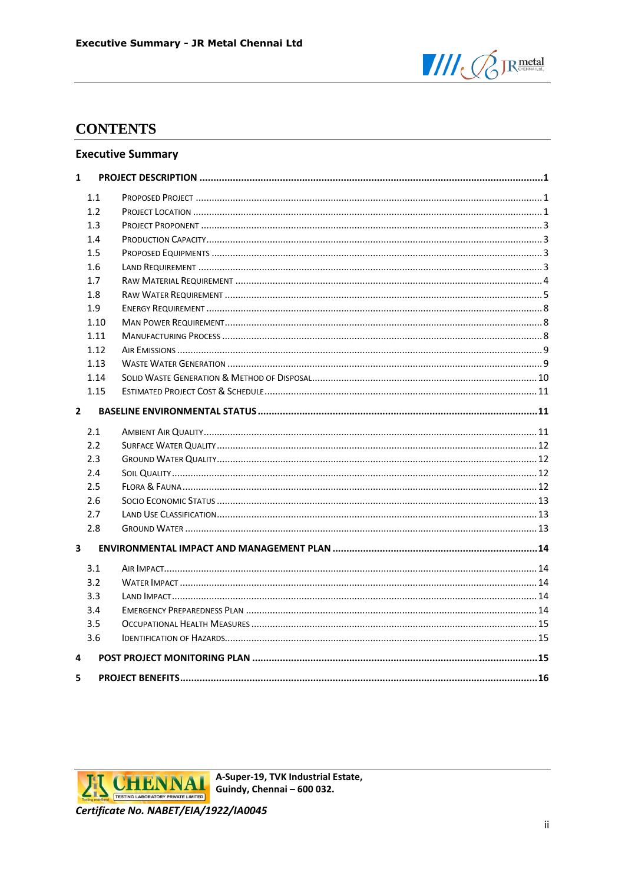# CONTENTS

## Executive Summary

| | | |
|---|---|---|
| **1** | **PROJECT DESCRIPTION** | **1** |
| 1.1 | Proposed Project | 1 |
| 1.2 | Project Location | 1 |
| 1.3 | Project Proponent | 3 |
| 1.4 | Production Capacity | 3 |
| 1.5 | Proposed Equipments | 3 |
| 1.6 | Land Requirement | 3 |
| 1.7 | Raw Material Requirement | 4 |
| 1.8 | Raw Water Requirement | 5 |
| 1.9 | Energy Requirement | 8 |
| 1.10 | Man Power Requirement | 8 |
| 1.11 | Manufacturing Process | 8 |
| 1.12 | Air Emissions | 9 |
| 1.13 | Waste Water Generation | 9 |
| 1.14 | Solid Waste Generation & Method of Disposal | 10 |
| 1.15 | Estimated Project Cost & Schedule | 11 |
| **2** | **BASELINE ENVIRONMENTAL STATUS** | **11** |
| 2.1 | Ambient Air Quality | 11 |
| 2.2 | Surface Water Quality | 12 |
| 2.3 | Ground Water Quality | 12 |
| 2.4 | Soil Quality | 12 |
| 2.5 | Flora & Fauna | 12 |
| 2.6 | Socio Economic Status | 13 |
| 2.7 | Land Use Classification | 13 |
| 2.8 | Ground Water | 13 |
| **3** | **ENVIRONMENTAL IMPACT AND MANAGEMENT PLAN** | **14** |
| 3.1 | Air Impact | 14 |
| 3.2 | Water Impact | 14 |
| 3.3 | Land Impact | 14 |
| 3.4 | Emergency Preparedness Plan | 14 |
| 3.5 | Occupational Health Measures | 15 |
| 3.6 | Identification of Hazards | 15 |
| **4** | **POST PROJECT MONITORING PLAN** | **15** |
| **5** | **PROJECT BENEFITS** | **16** |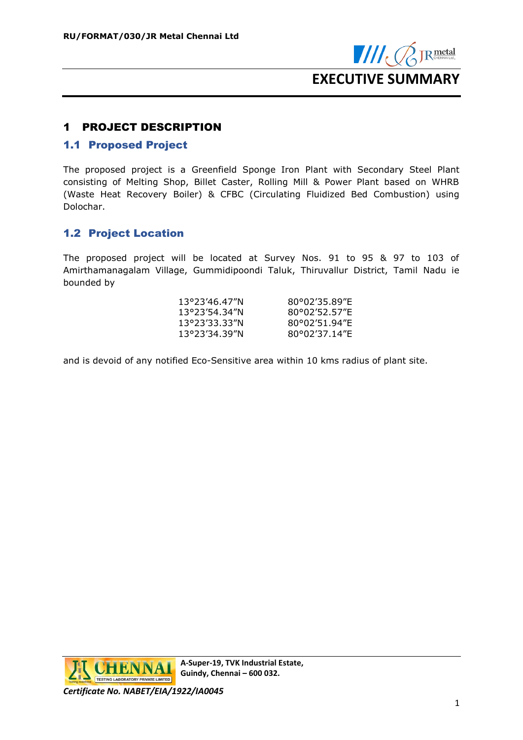# EXECUTIVE SUMMARY

## 1 PROJECT DESCRIPTION

### 1.1 Proposed Project

The proposed project is a Greenfield Sponge Iron Plant with Secondary Steel Plant consisting of Melting Shop, Billet Caster, Rolling Mill & Power Plant based on WHRB (Waste Heat Recovery Boiler) & CFBC (Circulating Fluidized Bed Combustion) using Dolochar.

### 1.2 Project Location

The proposed project will be located at Survey Nos. 91 to 95 & 97 to 103 of Amirthamanagalam Village, Gummidipoondi Taluk, Thiruvallur District, Tamil Nadu ie bounded by

| | |
|---|---|
| 13°23'46.47"N | 80°02'35.89"E |
| 13°23'54.34"N | 80°02'52.57"E |
| 13°23'33.33"N | 80°02'51.94"E |
| 13°23'34.39"N | 80°02'37.14"E |

and is devoid of any notified Eco-Sensitive area within 10 kms radius of plant site.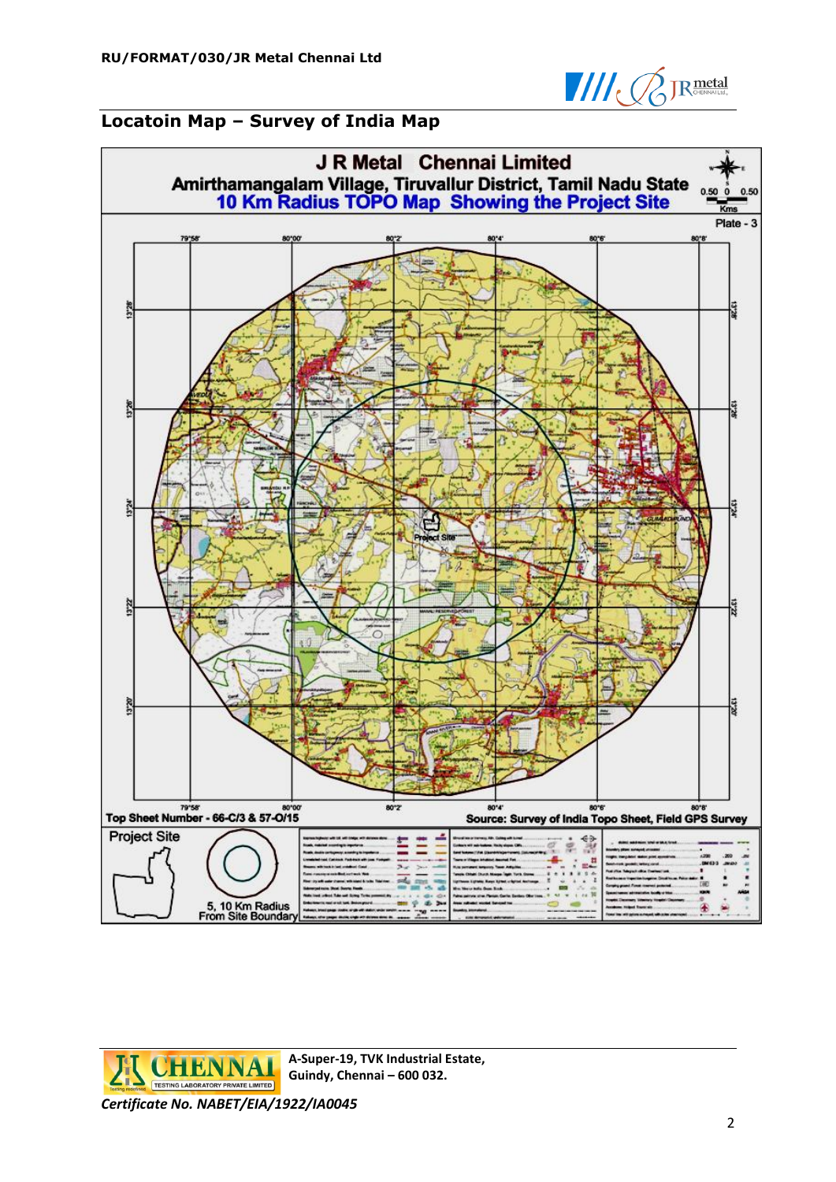## Locatoin Map – Survey of India Map

**J R Metal Chennai Limited**

**Amirthamangalam Village, Tiruvallur District, Tamil Nadu State**

**10 Km Radius TOPO Map Showing the Project Site**

Plate - 3

Top Sheet Number - 66-C/3 & 57-O/15

Source: Survey of India Topo Sheet, Field GPS Survey

Project Site

5, 10 Km Radius From Site Boundary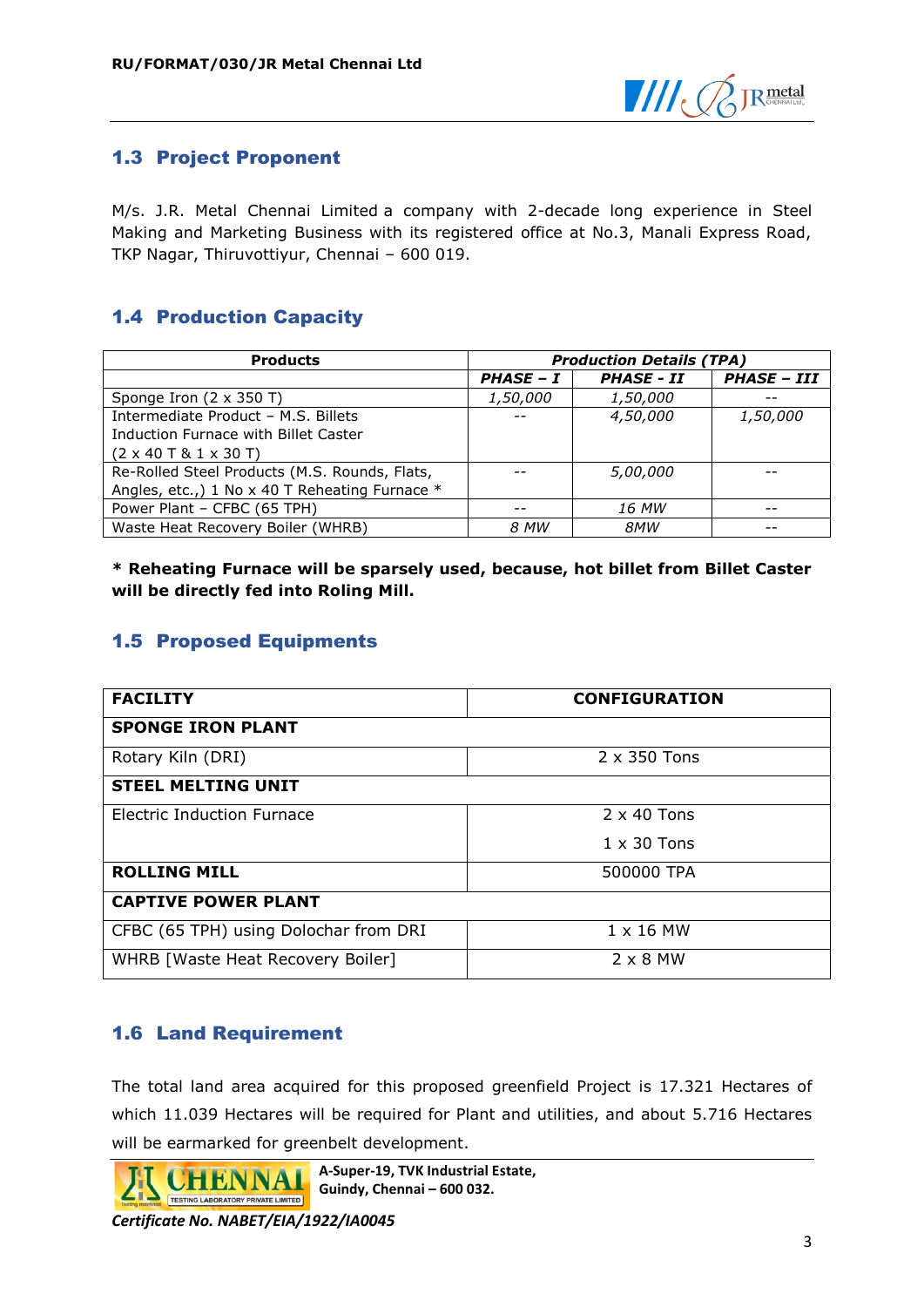## 1.3 Project Proponent

M/s. J.R. Metal Chennai Limited a company with 2-decade long experience in Steel Making and Marketing Business with its registered office at No.3, Manali Express Road, TKP Nagar, Thiruvottiyur, Chennai – 600 019.

## 1.4 Production Capacity

| Products | *Production Details (TPA)* | | |
|---|---|---|---|
| | *PHASE – I* | *PHASE - II* | *PHASE – III* |
| Sponge Iron (2 x 350 T) | *1,50,000* | *1,50,000* | -- |
| Intermediate Product – M.S. Billets Induction Furnace with Billet Caster (2 x 40 T & 1 x 30 T) | -- | *4,50,000* | *1,50,000* |
| Re-Rolled Steel Products (M.S. Rounds, Flats, Angles, etc.,) 1 No x 40 T Reheating Furnace * | -- | *5,00,000* | -- |
| Power Plant – CFBC (65 TPH) | -- | *16 MW* | -- |
| Waste Heat Recovery Boiler (WHRB) | *8 MW* | *8MW* | -- |

**\* Reheating Furnace will be sparsely used, because, hot billet from Billet Caster will be directly fed into Roling Mill.**

## 1.5 Proposed Equipments

| FACILITY | CONFIGURATION |
|---|---|
| **SPONGE IRON PLANT** | |
| Rotary Kiln (DRI) | 2 x 350 Tons |
| **STEEL MELTING UNIT** | |
| Electric Induction Furnace | 2 x 40 Tons<br>1 x 30 Tons |
| **ROLLING MILL** | 500000 TPA |
| **CAPTIVE POWER PLANT** | |
| CFBC (65 TPH) using Dolochar from DRI | 1 x 16 MW |
| WHRB [Waste Heat Recovery Boiler] | 2 x 8 MW |

## 1.6 Land Requirement

The total land area acquired for this proposed greenfield Project is 17.321 Hectares of which 11.039 Hectares will be required for Plant and utilities, and about 5.716 Hectares will be earmarked for greenbelt development.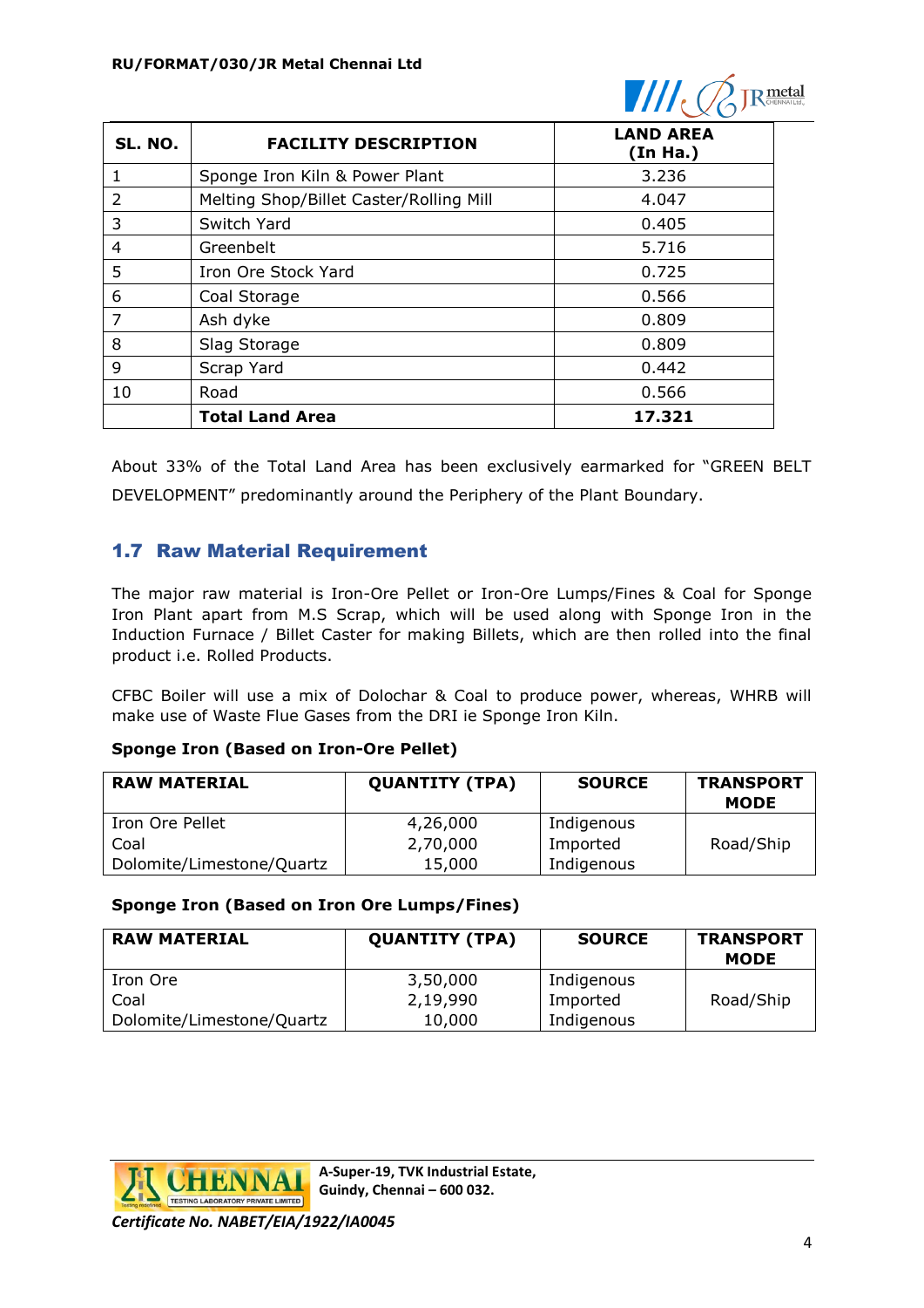| SL. NO. | FACILITY DESCRIPTION | LAND AREA (In Ha.) |
|---|---|---|
| 1 | Sponge Iron Kiln & Power Plant | 3.236 |
| 2 | Melting Shop/Billet Caster/Rolling Mill | 4.047 |
| 3 | Switch Yard | 0.405 |
| 4 | Greenbelt | 5.716 |
| 5 | Iron Ore Stock Yard | 0.725 |
| 6 | Coal Storage | 0.566 |
| 7 | Ash dyke | 0.809 |
| 8 | Slag Storage | 0.809 |
| 9 | Scrap Yard | 0.442 |
| 10 | Road | 0.566 |
| | **Total Land Area** | **17.321** |

About 33% of the Total Land Area has been exclusively earmarked for "GREEN BELT DEVELOPMENT" predominantly around the Periphery of the Plant Boundary.

## 1.7 Raw Material Requirement

The major raw material is Iron-Ore Pellet or Iron-Ore Lumps/Fines & Coal for Sponge Iron Plant apart from M.S Scrap, which will be used along with Sponge Iron in the Induction Furnace / Billet Caster for making Billets, which are then rolled into the final product i.e. Rolled Products.

CFBC Boiler will use a mix of Dolochar & Coal to produce power, whereas, WHRB will make use of Waste Flue Gases from the DRI ie Sponge Iron Kiln.

**Sponge Iron (Based on Iron-Ore Pellet)**

| RAW MATERIAL | QUANTITY (TPA) | SOURCE | TRANSPORT MODE |
|---|---|---|---|
| Iron Ore Pellet | 4,26,000 | Indigenous | Road/Ship |
| Coal | 2,70,000 | Imported | |
| Dolomite/Limestone/Quartz | 15,000 | Indigenous | |

**Sponge Iron (Based on Iron Ore Lumps/Fines)**

| RAW MATERIAL | QUANTITY (TPA) | SOURCE | TRANSPORT MODE |
|---|---|---|---|
| Iron Ore | 3,50,000 | Indigenous | Road/Ship |
| Coal | 2,19,990 | Imported | |
| Dolomite/Limestone/Quartz | 10,000 | Indigenous | |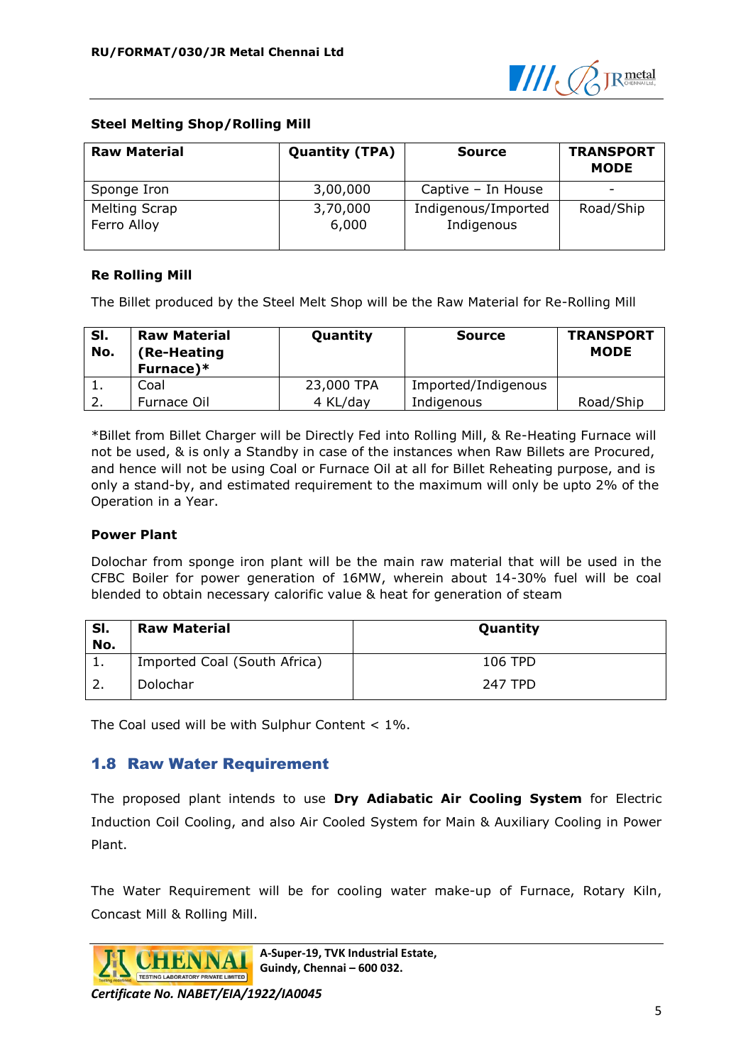### Steel Melting Shop/Rolling Mill

| Raw Material | Quantity (TPA) | Source | TRANSPORT MODE |
|---|---|---|---|
| Sponge Iron | 3,00,000 | Captive – In House | - |
| Melting Scrap<br>Ferro Alloy | 3,70,000<br>6,000 | Indigenous/Imported<br>Indigenous | Road/Ship |

### Re Rolling Mill

The Billet produced by the Steel Melt Shop will be the Raw Material for Re-Rolling Mill

| Sl. No. | Raw Material (Re-Heating Furnace)* | Quantity | Source | TRANSPORT MODE |
|---|---|---|---|---|
| 1. | Coal | 23,000 TPA | Imported/Indigenous | |
| 2. | Furnace Oil | 4 KL/day | Indigenous | Road/Ship |

*Billet from Billet Charger will be Directly Fed into Rolling Mill, & Re-Heating Furnace will not be used, & is only a Standby in case of the instances when Raw Billets are Procured, and hence will not be using Coal or Furnace Oil at all for Billet Reheating purpose, and is only a stand-by, and estimated requirement to the maximum will only be upto 2% of the Operation in a Year.

### Power Plant

Dolochar from sponge iron plant will be the main raw material that will be used in the CFBC Boiler for power generation of 16MW, wherein about 14-30% fuel will be coal blended to obtain necessary calorific value & heat for generation of steam

| Sl. No. | Raw Material | Quantity |
|---|---|---|
| 1. | Imported Coal (South Africa) | 106 TPD |
| 2. | Dolochar | 247 TPD |

The Coal used will be with Sulphur Content < 1%.

## 1.8 Raw Water Requirement

The proposed plant intends to use **Dry Adiabatic Air Cooling System** for Electric Induction Coil Cooling, and also Air Cooled System for Main & Auxiliary Cooling in Power Plant.

The Water Requirement will be for cooling water make-up of Furnace, Rotary Kiln, Concast Mill & Rolling Mill.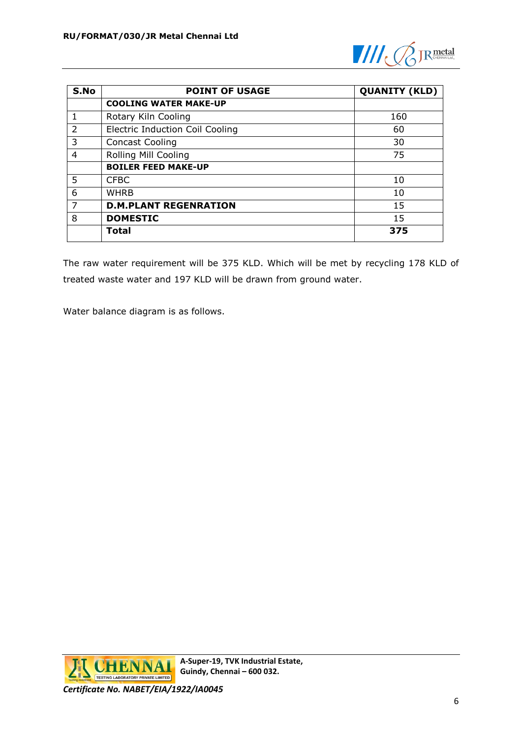| S.No | POINT OF USAGE | QUANITY (KLD) |
|---|---|---|
| | **COOLING WATER MAKE-UP** | |
| 1 | Rotary Kiln Cooling | 160 |
| 2 | Electric Induction Coil Cooling | 60 |
| 3 | Concast Cooling | 30 |
| 4 | Rolling Mill Cooling | 75 |
| | **BOILER FEED MAKE-UP** | |
| 5 | CFBC | 10 |
| 6 | WHRB | 10 |
| 7 | **D.M.PLANT REGENRATION** | 15 |
| 8 | **DOMESTIC** | 15 |
| | **Total** | **375** |

The raw water requirement will be 375 KLD. Which will be met by recycling 178 KLD of treated waste water and 197 KLD will be drawn from ground water.

Water balance diagram is as follows.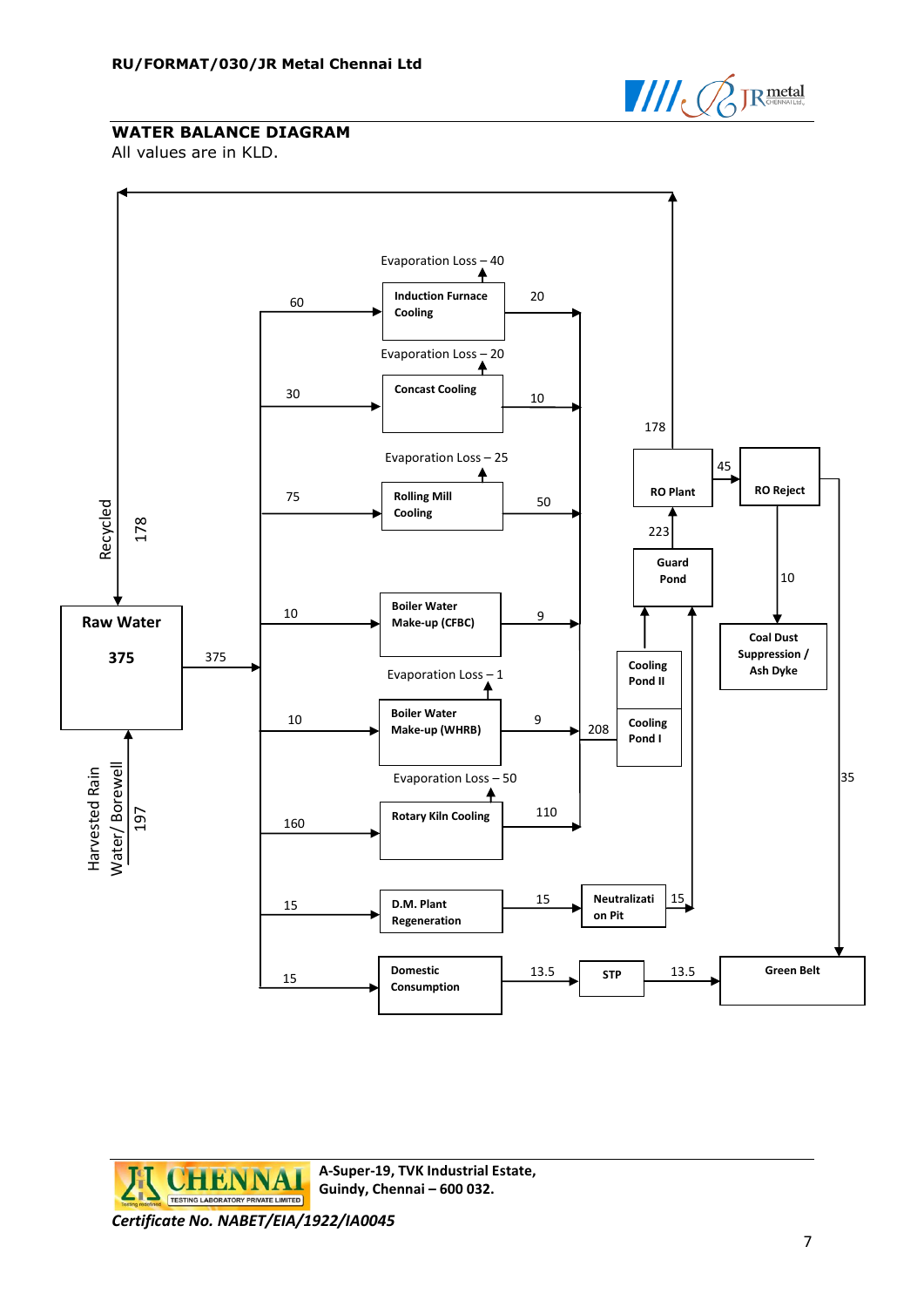## WATER BALANCE DIAGRAM

All values are in KLD.

**Raw Water: 375**

- Harvested Rain Water/ Borewell: 197 → Raw Water
- Recycled: 178 (from RO Plant) → Raw Water
- Raw Water → 375 → distribution

| Unit | Input | Evaporation Loss | Output | Destination |
|---|---|---|---|---|
| Induction Furnace Cooling | 60 | Evaporation Loss – 40 | 20 | Cooling Pond I |
| Concast Cooling | 30 | Evaporation Loss – 20 | 10 | Cooling Pond I |
| Rolling Mill Cooling | 75 | Evaporation Loss – 25 | 50 | Cooling Pond I |
| Boiler Water Make-up (CFBC) | 10 | | 9 | Cooling Pond I |
| Boiler Water Make-up (WHRB) | 10 | Evaporation Loss – 1 | 9 | Cooling Pond I |
| Rotary Kiln Cooling | 160 | Evaporation Loss – 50 | 110 | Cooling Pond I |
| D.M. Plant Regeneration | 15 | | 15 | Neutralization Pit |
| Domestic Consumption | 15 | | 13.5 | STP |

- Cooling Pond I: 208 → Cooling Pond II → Guard Pond
- Neutralization Pit: 15 → Guard Pond
- Guard Pond: 223 → RO Plant
- RO Plant: 178 → Recycled to Raw Water; 45 → RO Reject
- RO Reject: 10 → Coal Dust Suppression / Ash Dyke; 35 → Green Belt
- STP: 13.5 → Green Belt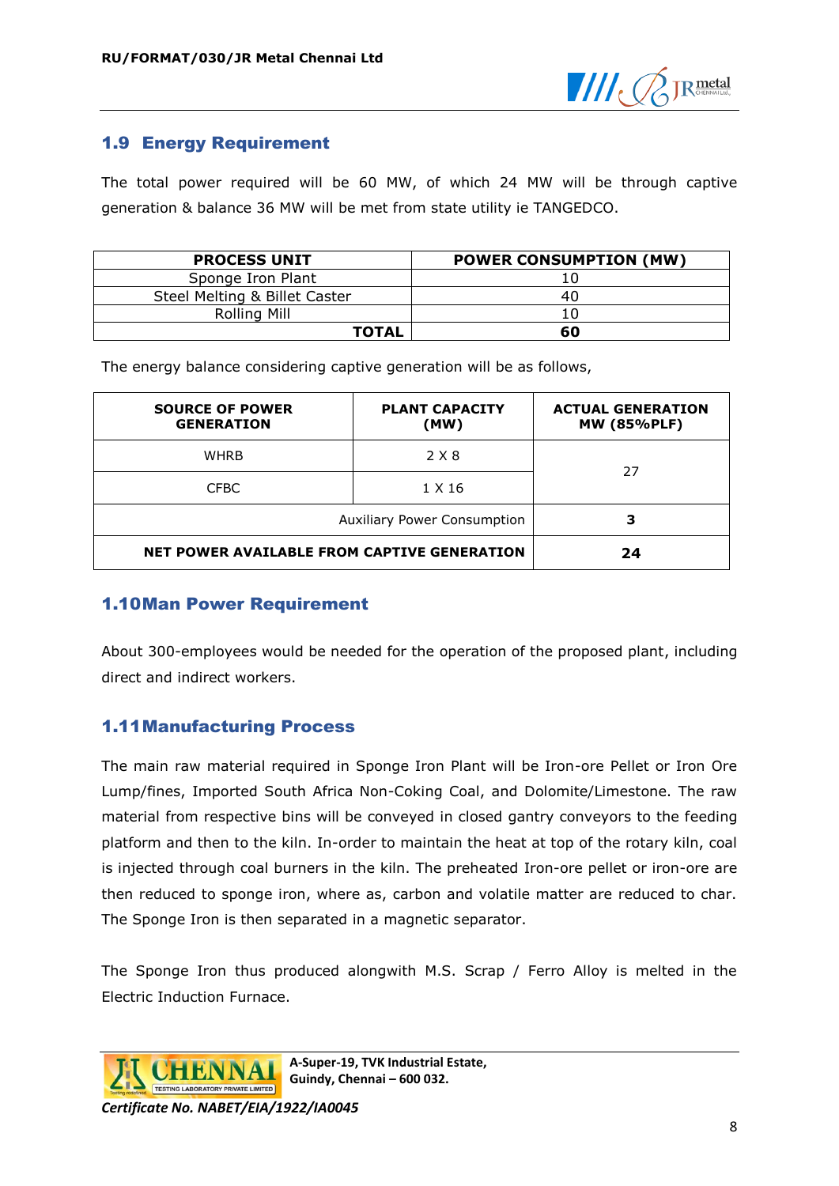## 1.9 Energy Requirement

The total power required will be 60 MW, of which 24 MW will be through captive generation & balance 36 MW will be met from state utility ie TANGEDCO.

| PROCESS UNIT | POWER CONSUMPTION (MW) |
|---|---|
| Sponge Iron Plant | 10 |
| Steel Melting & Billet Caster | 40 |
| Rolling Mill | 10 |
| **TOTAL** | **60** |

The energy balance considering captive generation will be as follows,

| SOURCE OF POWER GENERATION | PLANT CAPACITY (MW) | ACTUAL GENERATION MW (85%PLF) |
|---|---|---|
| WHRB | 2 X 8 | 27 |
| CFBC | 1 X 16 | |
| Auxiliary Power Consumption | | **3** |
| **NET POWER AVAILABLE FROM CAPTIVE GENERATION** | | **24** |

## 1.10 Man Power Requirement

About 300-employees would be needed for the operation of the proposed plant, including direct and indirect workers.

## 1.11 Manufacturing Process

The main raw material required in Sponge Iron Plant will be Iron-ore Pellet or Iron Ore Lump/fines, Imported South Africa Non-Coking Coal, and Dolomite/Limestone. The raw material from respective bins will be conveyed in closed gantry conveyors to the feeding platform and then to the kiln. In-order to maintain the heat at top of the rotary kiln, coal is injected through coal burners in the kiln. The preheated Iron-ore pellet or iron-ore are then reduced to sponge iron, where as, carbon and volatile matter are reduced to char. The Sponge Iron is then separated in a magnetic separator.

The Sponge Iron thus produced alongwith M.S. Scrap / Ferro Alloy is melted in the Electric Induction Furnace.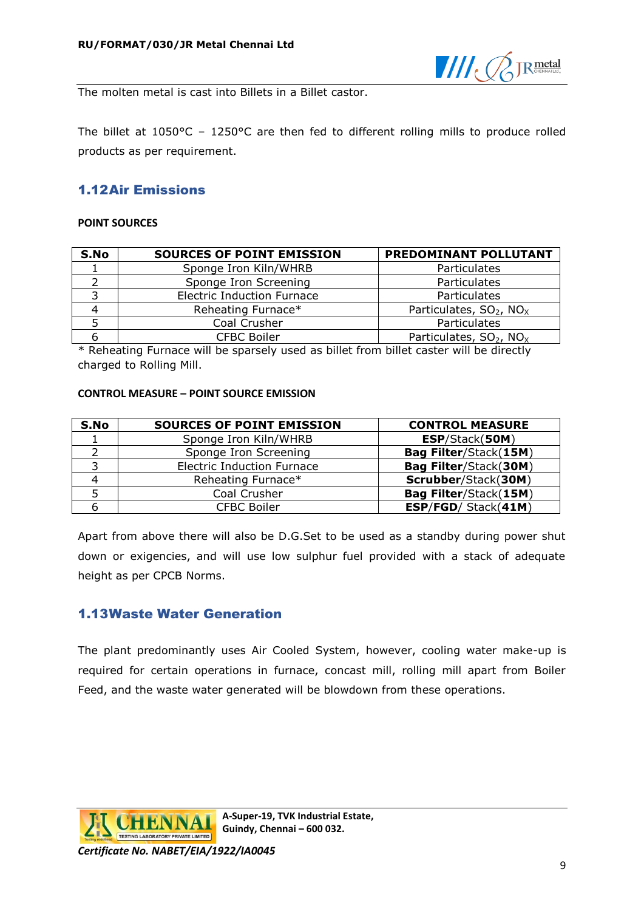The molten metal is cast into Billets in a Billet castor.

The billet at 1050°C – 1250°C are then fed to different rolling mills to produce rolled products as per requirement.

## 1.12 Air Emissions

**POINT SOURCES**

| S.No | SOURCES OF POINT EMISSION | PREDOMINANT POLLUTANT |
|---|---|---|
| 1 | Sponge Iron Kiln/WHRB | Particulates |
| 2 | Sponge Iron Screening | Particulates |
| 3 | Electric Induction Furnace | Particulates |
| 4 | Reheating Furnace* | Particulates, $SO_2$, $NO_X$ |
| 5 | Coal Crusher | Particulates |
| 6 | CFBC Boiler | Particulates, $SO_2$, $NO_X$ |

* Reheating Furnace will be sparsely used as billet from billet caster will be directly charged to Rolling Mill.

**CONTROL MEASURE – POINT SOURCE EMISSION**

| S.No | SOURCES OF POINT EMISSION | CONTROL MEASURE |
|---|---|---|
| 1 | Sponge Iron Kiln/WHRB | **ESP**/Stack(**50M**) |
| 2 | Sponge Iron Screening | **Bag Filter**/Stack(**15M**) |
| 3 | Electric Induction Furnace | **Bag Filter**/Stack(**30M**) |
| 4 | Reheating Furnace* | **Scrubber**/Stack(**30M**) |
| 5 | Coal Crusher | **Bag Filter**/Stack(**15M**) |
| 6 | CFBC Boiler | **ESP**/**FGD**/ Stack(**41M**) |

Apart from above there will also be D.G.Set to be used as a standby during power shut down or exigencies, and will use low sulphur fuel provided with a stack of adequate height as per CPCB Norms.

## 1.13 Waste Water Generation

The plant predominantly uses Air Cooled System, however, cooling water make-up is required for certain operations in furnace, concast mill, rolling mill apart from Boiler Feed, and the waste water generated will be blowdown from these operations.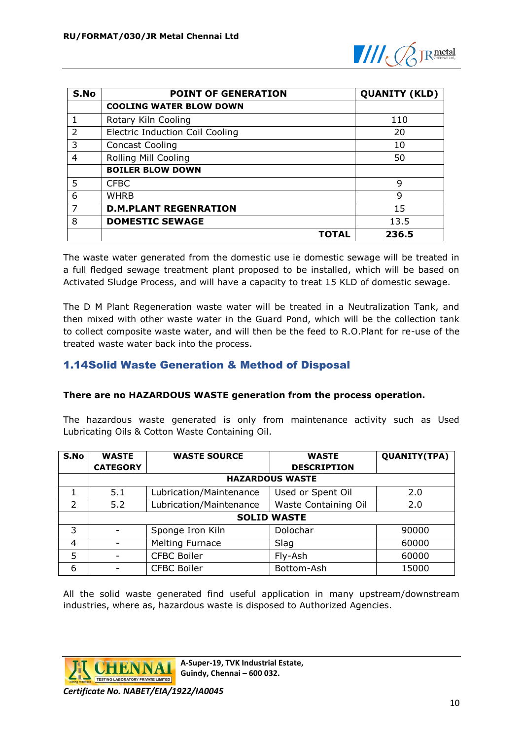| S.No | POINT OF GENERATION | QUANITY (KLD) |
|---|---|---|
| | **COOLING WATER BLOW DOWN** | |
| 1 | Rotary Kiln Cooling | 110 |
| 2 | Electric Induction Coil Cooling | 20 |
| 3 | Concast Cooling | 10 |
| 4 | Rolling Mill Cooling | 50 |
| | **BOILER BLOW DOWN** | |
| 5 | CFBC | 9 |
| 6 | WHRB | 9 |
| 7 | **D.M.PLANT REGENRATION** | 15 |
| 8 | **DOMESTIC SEWAGE** | 13.5 |
| | **TOTAL** | **236.5** |

The waste water generated from the domestic use ie domestic sewage will be treated in a full fledged sewage treatment plant proposed to be installed, which will be based on Activated Sludge Process, and will have a capacity to treat 15 KLD of domestic sewage.

The D M Plant Regeneration waste water will be treated in a Neutralization Tank, and then mixed with other waste water in the Guard Pond, which will be the collection tank to collect composite waste water, and will then be the feed to R.O.Plant for re-use of the treated waste water back into the process.

## 1.14Solid Waste Generation & Method of Disposal

**There are no HAZARDOUS WASTE generation from the process operation.**

The hazardous waste generated is only from maintenance activity such as Used Lubricating Oils & Cotton Waste Containing Oil.

| S.No | WASTE CATEGORY | WASTE SOURCE | WASTE DESCRIPTION | QUANITY(TPA) |
|---|---|---|---|---|
| | **HAZARDOUS WASTE** | | | |
| 1 | 5.1 | Lubrication/Maintenance | Used or Spent Oil | 2.0 |
| 2 | 5.2 | Lubrication/Maintenance | Waste Containing Oil | 2.0 |
| | **SOLID WASTE** | | | |
| 3 | - | Sponge Iron Kiln | Dolochar | 90000 |
| 4 | - | Melting Furnace | Slag | 60000 |
| 5 | - | CFBC Boiler | Fly-Ash | 60000 |
| 6 | - | CFBC Boiler | Bottom-Ash | 15000 |

All the solid waste generated find useful application in many upstream/downstream industries, where as, hazardous waste is disposed to Authorized Agencies.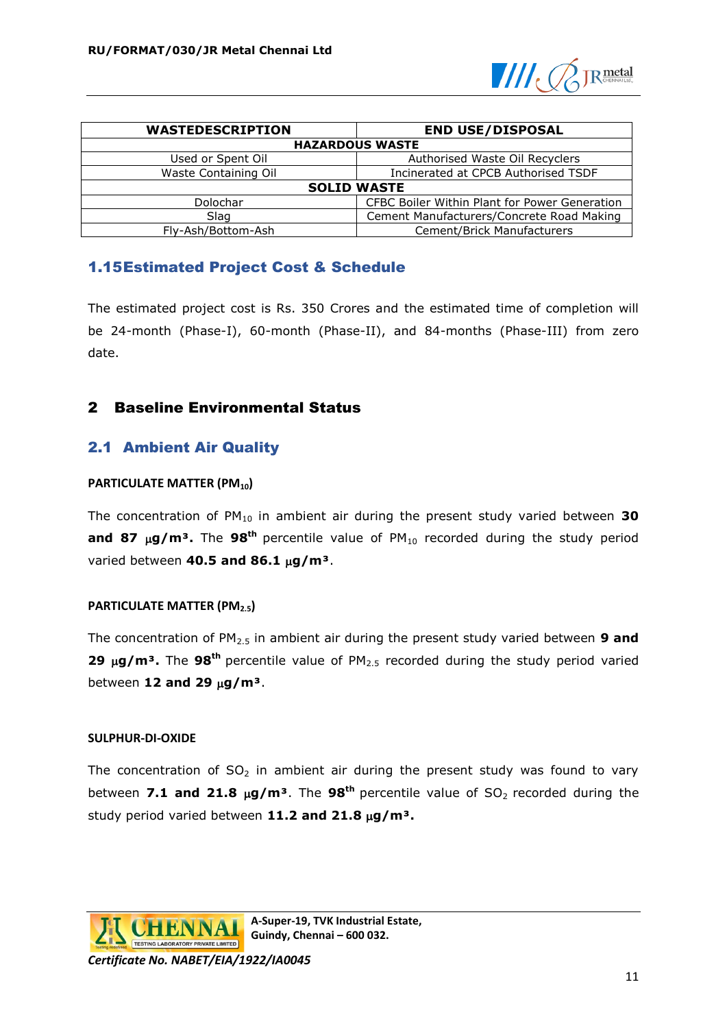| WASTEDESCRIPTION | END USE/DISPOSAL |
|---|---|
| **HAZARDOUS WASTE** | |
| Used or Spent Oil | Authorised Waste Oil Recyclers |
| Waste Containing Oil | Incinerated at CPCB Authorised TSDF |
| **SOLID WASTE** | |
| Dolochar | CFBC Boiler Within Plant for Power Generation |
| Slag | Cement Manufacturers/Concrete Road Making |
| Fly-Ash/Bottom-Ash | Cement/Brick Manufacturers |

### 1.15 Estimated Project Cost & Schedule

The estimated project cost is Rs. 350 Crores and the estimated time of completion will be 24-month (Phase-I), 60-month (Phase-II), and 84-months (Phase-III) from zero date.

## 2 Baseline Environmental Status

### 2.1 Ambient Air Quality

**PARTICULATE MATTER ($PM_{10}$)**

The concentration of $PM_{10}$ in ambient air during the present study varied between **30 and 87 $\mu g/m^3$.** The **98th** percentile value of $PM_{10}$ recorded during the study period varied between **40.5 and 86.1 $\mu g/m^3$**.

**PARTICULATE MATTER ($PM_{2.5}$)**

The concentration of $PM_{2.5}$ in ambient air during the present study varied between **9 and 29 $\mu g/m^3$.** The **98th** percentile value of $PM_{2.5}$ recorded during the study period varied between **12 and 29 $\mu g/m^3$**.

**SULPHUR-DI-OXIDE**

The concentration of $SO_2$ in ambient air during the present study was found to vary between **7.1 and 21.8 $\mu g/m^3$**. The **98th** percentile value of $SO_2$ recorded during the study period varied between **11.2 and 21.8 $\mu g/m^3$.**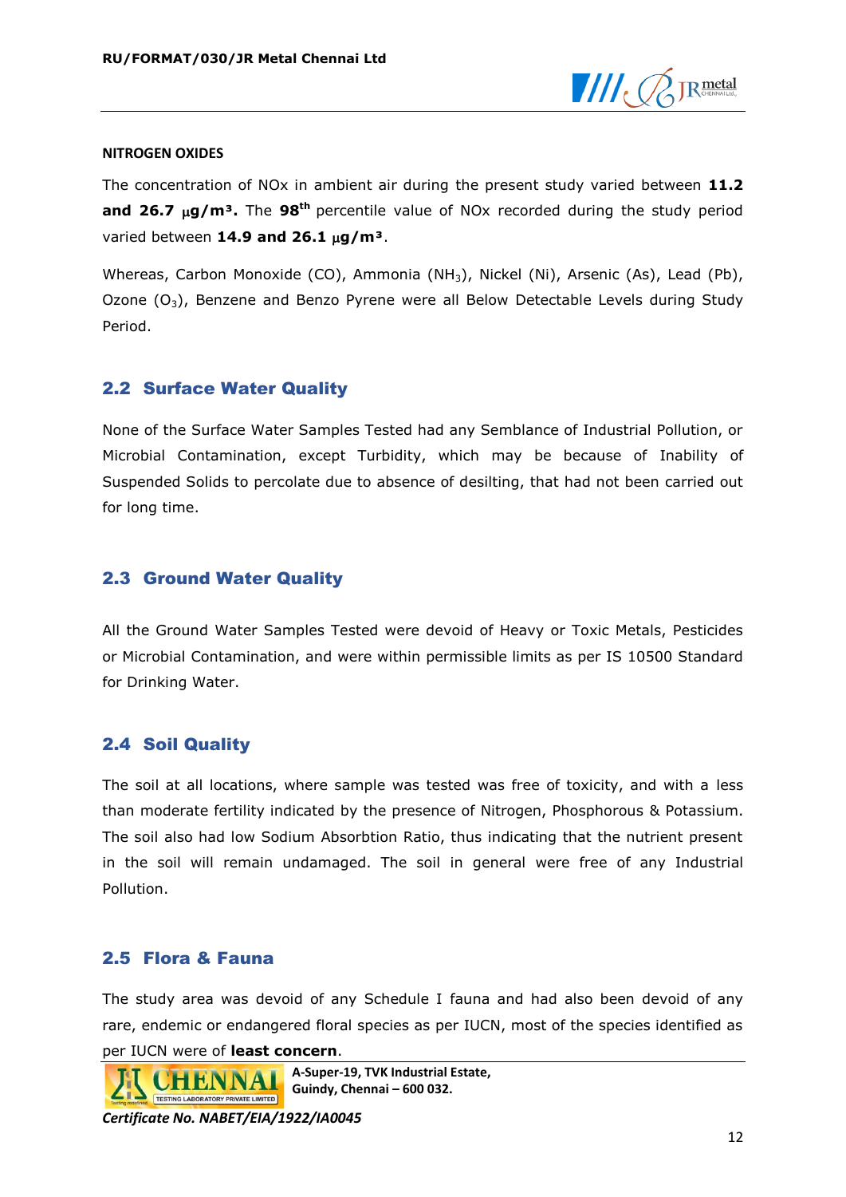#### NITROGEN OXIDES

The concentration of NOx in ambient air during the present study varied between **11.2 and 26.7 μg/m³.** The **98th** percentile value of NOx recorded during the study period varied between **14.9 and 26.1 μg/m³**.

Whereas, Carbon Monoxide (CO), Ammonia ($NH_3$), Nickel (Ni), Arsenic (As), Lead (Pb), Ozone ($O_3$), Benzene and Benzo Pyrene were all Below Detectable Levels during Study Period.

## 2.2 Surface Water Quality

None of the Surface Water Samples Tested had any Semblance of Industrial Pollution, or Microbial Contamination, except Turbidity, which may be because of Inability of Suspended Solids to percolate due to absence of desilting, that had not been carried out for long time.

## 2.3 Ground Water Quality

All the Ground Water Samples Tested were devoid of Heavy or Toxic Metals, Pesticides or Microbial Contamination, and were within permissible limits as per IS 10500 Standard for Drinking Water.

## 2.4 Soil Quality

The soil at all locations, where sample was tested was free of toxicity, and with a less than moderate fertility indicated by the presence of Nitrogen, Phosphorous & Potassium. The soil also had low Sodium Absorbtion Ratio, thus indicating that the nutrient present in the soil will remain undamaged. The soil in general were free of any Industrial Pollution.

## 2.5 Flora & Fauna

The study area was devoid of any Schedule I fauna and had also been devoid of any rare, endemic or endangered floral species as per IUCN, most of the species identified as per IUCN were of **least concern**.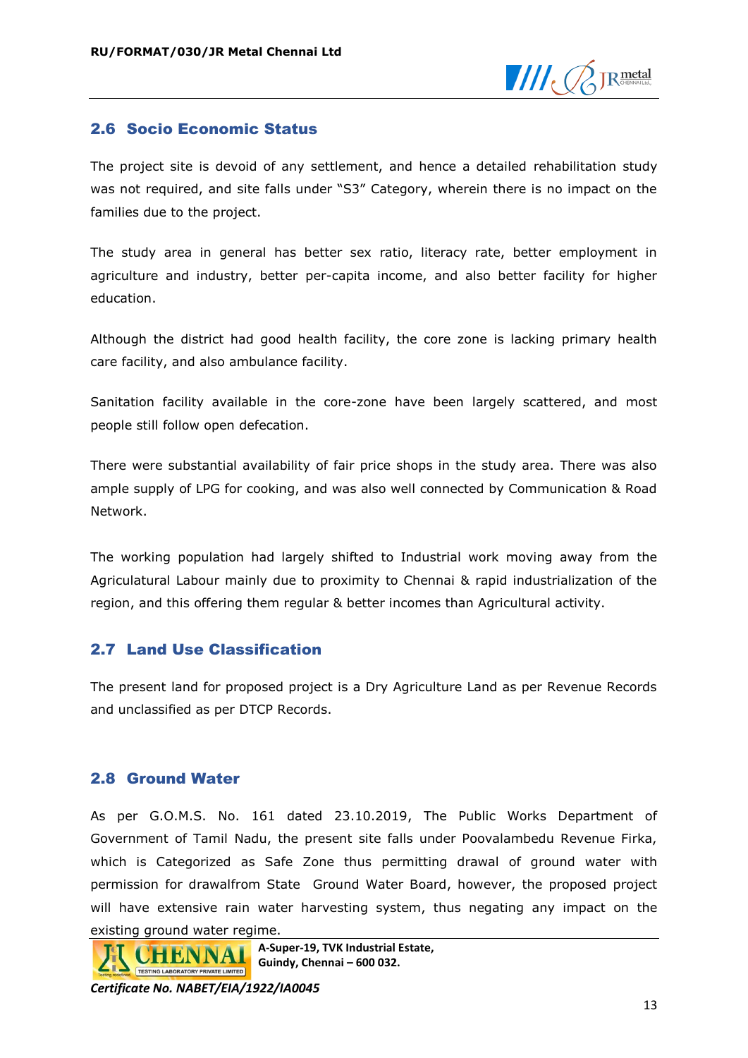## 2.6 Socio Economic Status

The project site is devoid of any settlement, and hence a detailed rehabilitation study was not required, and site falls under "S3" Category, wherein there is no impact on the families due to the project.

The study area in general has better sex ratio, literacy rate, better employment in agriculture and industry, better per-capita income, and also better facility for higher education.

Although the district had good health facility, the core zone is lacking primary health care facility, and also ambulance facility.

Sanitation facility available in the core-zone have been largely scattered, and most people still follow open defecation.

There were substantial availability of fair price shops in the study area. There was also ample supply of LPG for cooking, and was also well connected by Communication & Road Network.

The working population had largely shifted to Industrial work moving away from the Agriculatural Labour mainly due to proximity to Chennai & rapid industrialization of the region, and this offering them regular & better incomes than Agricultural activity.

## 2.7 Land Use Classification

The present land for proposed project is a Dry Agriculture Land as per Revenue Records and unclassified as per DTCP Records.

## 2.8 Ground Water

As per G.O.M.S. No. 161 dated 23.10.2019, The Public Works Department of Government of Tamil Nadu, the present site falls under Poovalambedu Revenue Firka, which is Categorized as Safe Zone thus permitting drawal of ground water with permission for drawalfrom State Ground Water Board, however, the proposed project will have extensive rain water harvesting system, thus negating any impact on the existing ground water regime.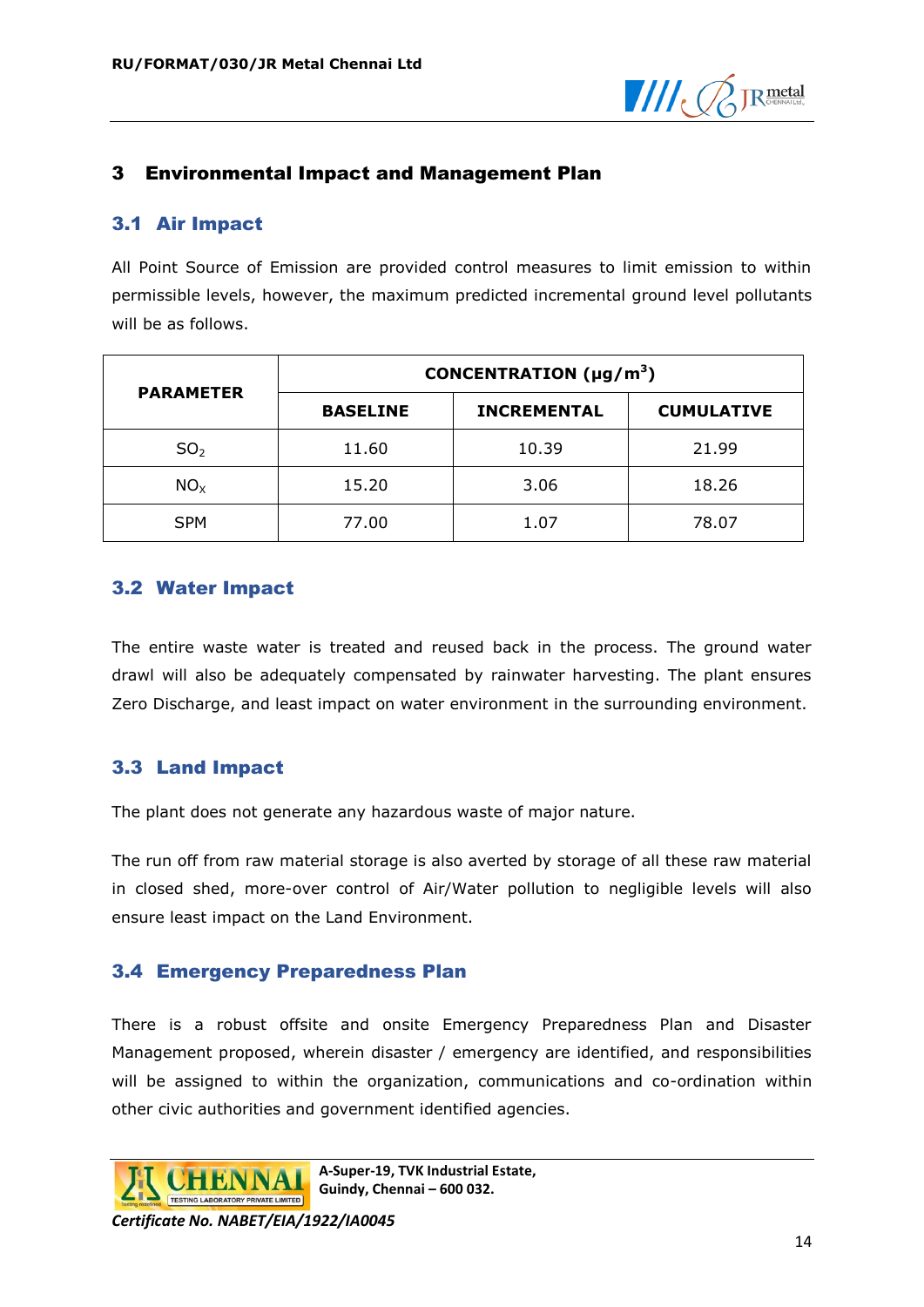# 3 Environmental Impact and Management Plan

## 3.1 Air Impact

All Point Source of Emission are provided control measures to limit emission to within permissible levels, however, the maximum predicted incremental ground level pollutants will be as follows.

| PARAMETER | CONCENTRATION (µg/$m^3$) | | |
|---|---|---|---|
| | BASELINE | INCREMENTAL | CUMULATIVE |
| $SO_2$ | 11.60 | 10.39 | 21.99 |
| $NO_X$ | 15.20 | 3.06 | 18.26 |
| SPM | 77.00 | 1.07 | 78.07 |

## 3.2 Water Impact

The entire waste water is treated and reused back in the process. The ground water drawl will also be adequately compensated by rainwater harvesting. The plant ensures Zero Discharge, and least impact on water environment in the surrounding environment.

## 3.3 Land Impact

The plant does not generate any hazardous waste of major nature.

The run off from raw material storage is also averted by storage of all these raw material in closed shed, more-over control of Air/Water pollution to negligible levels will also ensure least impact on the Land Environment.

## 3.4 Emergency Preparedness Plan

There is a robust offsite and onsite Emergency Preparedness Plan and Disaster Management proposed, wherein disaster / emergency are identified, and responsibilities will be assigned to within the organization, communications and co-ordination within other civic authorities and government identified agencies.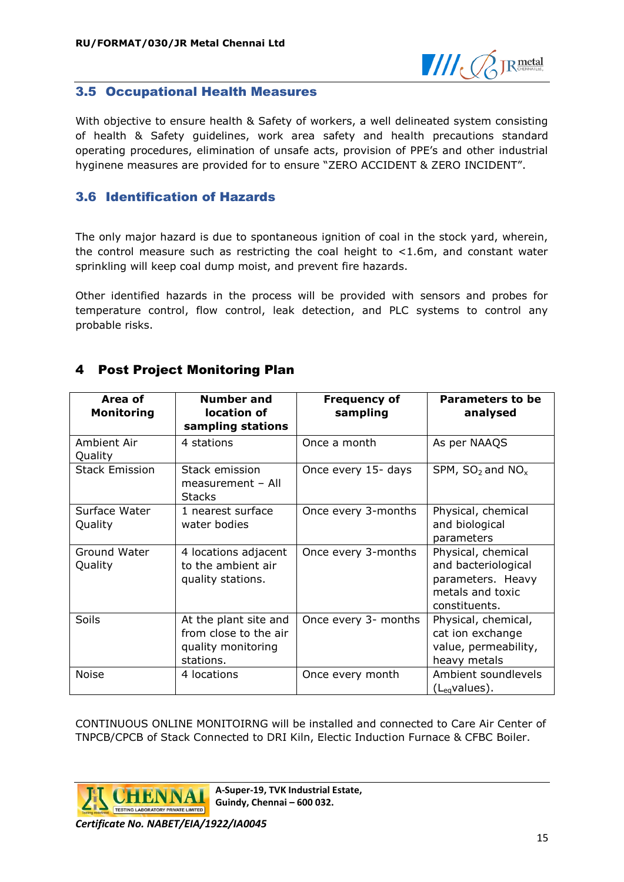## 3.5 Occupational Health Measures

With objective to ensure health & Safety of workers, a well delineated system consisting of health & Safety guidelines, work area safety and health precautions standard operating procedures, elimination of unsafe acts, provision of PPE's and other industrial hyginene measures are provided for to ensure "ZERO ACCIDENT & ZERO INCIDENT".

## 3.6 Identification of Hazards

The only major hazard is due to spontaneous ignition of coal in the stock yard, wherein, the control measure such as restricting the coal height to <1.6m, and constant water sprinkling will keep coal dump moist, and prevent fire hazards.

Other identified hazards in the process will be provided with sensors and probes for temperature control, flow control, leak detection, and PLC systems to control any probable risks.

# 4 Post Project Monitoring Plan

| Area of Monitoring | Number and location of sampling stations | Frequency of sampling | Parameters to be analysed |
|---|---|---|---|
| Ambient Air Quality | 4 stations | Once a month | As per NAAQS |
| Stack Emission | Stack emission measurement – All Stacks | Once every 15- days | SPM, $SO_2$ and $NO_x$ |
| Surface Water Quality | 1 nearest surface water bodies | Once every 3-months | Physical, chemical and biological parameters |
| Ground Water Quality | 4 locations adjacent to the ambient air quality stations. | Once every 3-months | Physical, chemical and bacteriological parameters. Heavy metals and toxic constituents. |
| Soils | At the plant site and from close to the air quality monitoring stations. | Once every 3- months | Physical, chemical, cat ion exchange value, permeability, heavy metals |
| Noise | 4 locations | Once every month | Ambient soundlevels ($L_{eq}$values). |

CONTINUOUS ONLINE MONITOIRNG will be installed and connected to Care Air Center of TNPCB/CPCB of Stack Connected to DRI Kiln, Electic Induction Furnace & CFBC Boiler.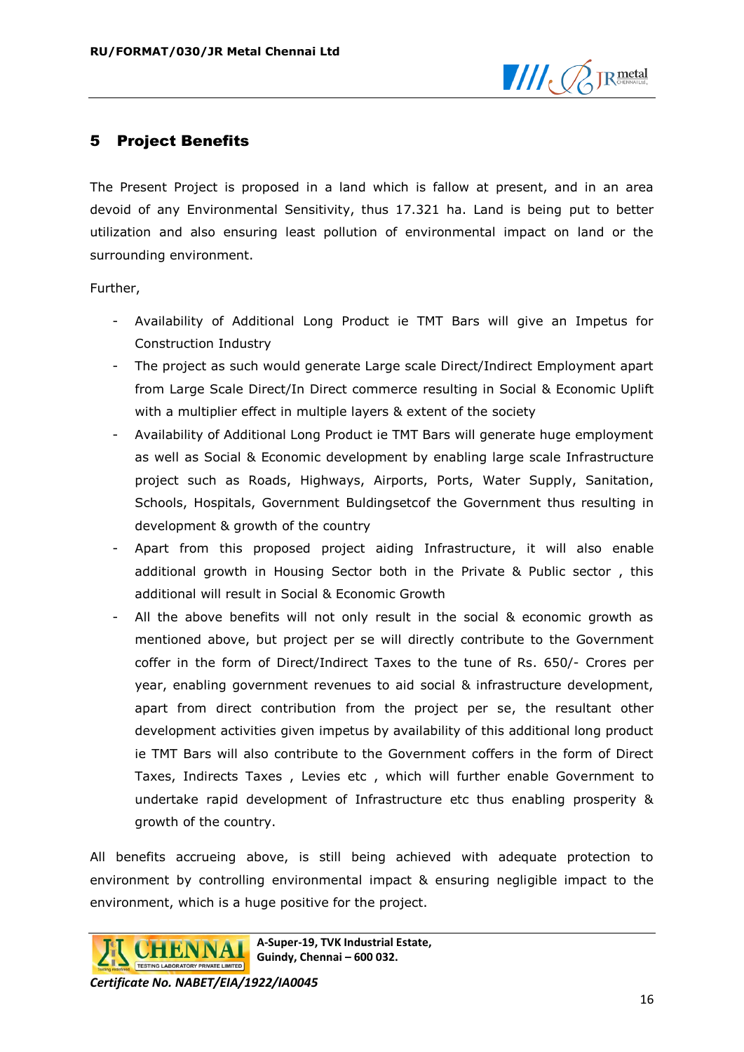# 5 Project Benefits

The Present Project is proposed in a land which is fallow at present, and in an area devoid of any Environmental Sensitivity, thus 17.321 ha. Land is being put to better utilization and also ensuring least pollution of environmental impact on land or the surrounding environment.

Further,

- Availability of Additional Long Product ie TMT Bars will give an Impetus for Construction Industry
- The project as such would generate Large scale Direct/Indirect Employment apart from Large Scale Direct/In Direct commerce resulting in Social & Economic Uplift with a multiplier effect in multiple layers & extent of the society
- Availability of Additional Long Product ie TMT Bars will generate huge employment as well as Social & Economic development by enabling large scale Infrastructure project such as Roads, Highways, Airports, Ports, Water Supply, Sanitation, Schools, Hospitals, Government Buldingsetcof the Government thus resulting in development & growth of the country
- Apart from this proposed project aiding Infrastructure, it will also enable additional growth in Housing Sector both in the Private & Public sector , this additional will result in Social & Economic Growth
- All the above benefits will not only result in the social & economic growth as mentioned above, but project per se will directly contribute to the Government coffer in the form of Direct/Indirect Taxes to the tune of Rs. 650/- Crores per year, enabling government revenues to aid social & infrastructure development, apart from direct contribution from the project per se, the resultant other development activities given impetus by availability of this additional long product ie TMT Bars will also contribute to the Government coffers in the form of Direct Taxes, Indirects Taxes , Levies etc , which will further enable Government to undertake rapid development of Infrastructure etc thus enabling prosperity & growth of the country.

All benefits accrueing above, is still being achieved with adequate protection to environment by controlling environmental impact & ensuring negligible impact to the environment, which is a huge positive for the project.